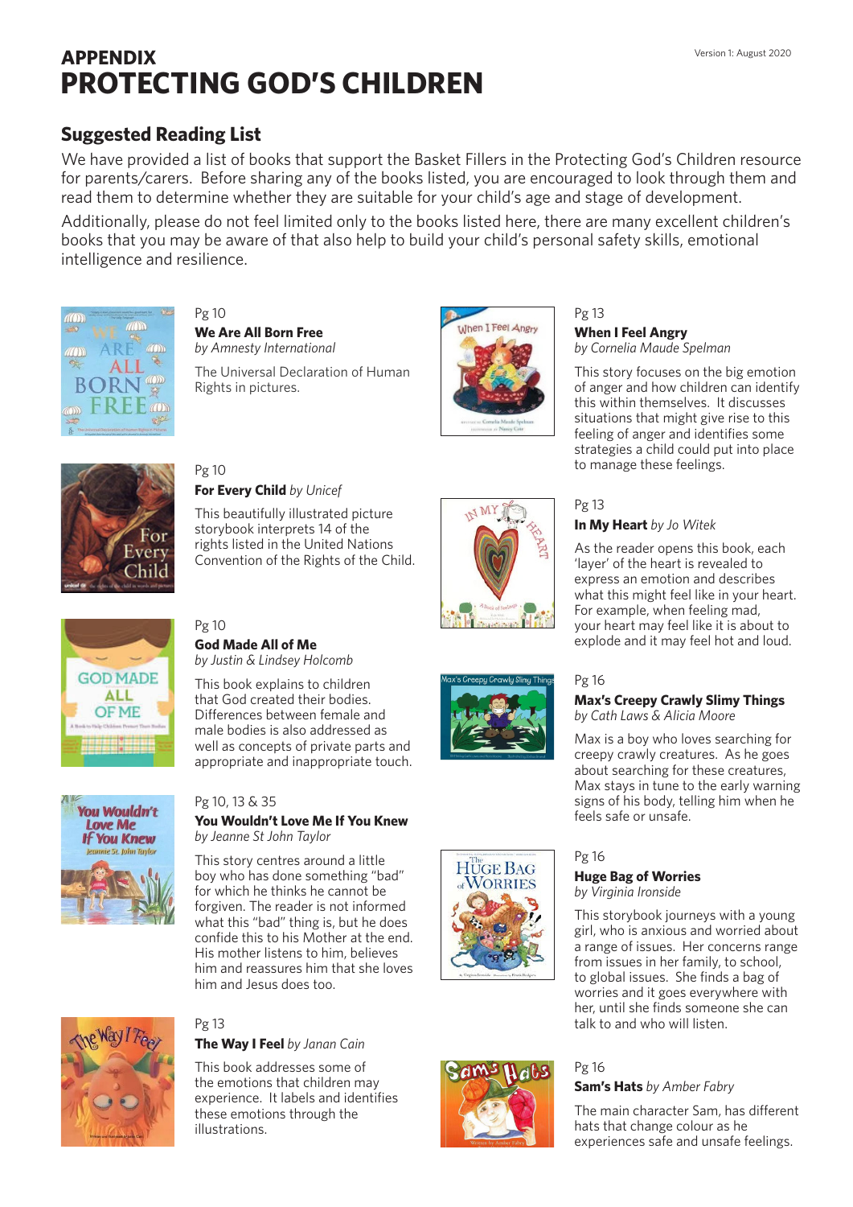# APPENDIX
# PROTECTING GOD'S CHILDREN

Version 1: August 2020

## Suggested Reading List

We have provided a list of books that support the Basket Fillers in the Protecting God's Children resource for parents/carers. Before sharing any of the books listed, you are encouraged to look through them and read them to determine whether they are suitable for your child's age and stage of development.

Additionally, please do not feel limited only to the books listed here, there are many excellent children's books that you may be aware of that also help to build your child's personal safety skills, emotional intelligence and resilience.

Pg 10
**We Are All Born Free**
*by Amnesty International*

The Universal Declaration of Human Rights in pictures.

Pg 10
**For Every Child** *by Unicef*

This beautifully illustrated picture storybook interprets 14 of the rights listed in the United Nations Convention of the Rights of the Child.

Pg 10
**God Made All of Me**
*by Justin & Lindsey Holcomb*

This book explains to children that God created their bodies. Differences between female and male bodies is also addressed as well as concepts of private parts and appropriate and inappropriate touch.

Pg 10, 13 & 35
**You Wouldn't Love Me If You Knew**
*by Jeanne St John Taylor*

This story centres around a little boy who has done something "bad" for which he thinks he cannot be forgiven. The reader is not informed what this "bad" thing is, but he does confide this to his Mother at the end. His mother listens to him, believes him and reassures him that she loves him and Jesus does too.

Pg 13
**The Way I Feel** *by Janan Cain*

This book addresses some of the emotions that children may experience. It labels and identifies these emotions through the illustrations.

Pg 13
**When I Feel Angry**
*by Cornelia Maude Spelman*

This story focuses on the big emotion of anger and how children can identify this within themselves. It discusses situations that might give rise to this feeling of anger and identifies some strategies a child could put into place to manage these feelings.

Pg 13
**In My Heart** *by Jo Witek*

As the reader opens this book, each 'layer' of the heart is revealed to express an emotion and describes what this might feel like in your heart. For example, when feeling mad, your heart may feel like it is about to explode and it may feel hot and loud.

Pg 16
**Max's Creepy Crawly Slimy Things**
*by Cath Laws & Alicia Moore*

Max is a boy who loves searching for creepy crawly creatures. As he goes about searching for these creatures, Max stays in tune to the early warning signs of his body, telling him when he feels safe or unsafe.

Pg 16
**Huge Bag of Worries**
*by Virginia Ironside*

This storybook journeys with a young girl, who is anxious and worried about a range of issues. Her concerns range from issues in her family, to school, to global issues. She finds a bag of worries and it goes everywhere with her, until she finds someone she can talk to and who will listen.

Pg 16
**Sam's Hats** *by Amber Fabry*

The main character Sam, has different hats that change colour as he experiences safe and unsafe feelings.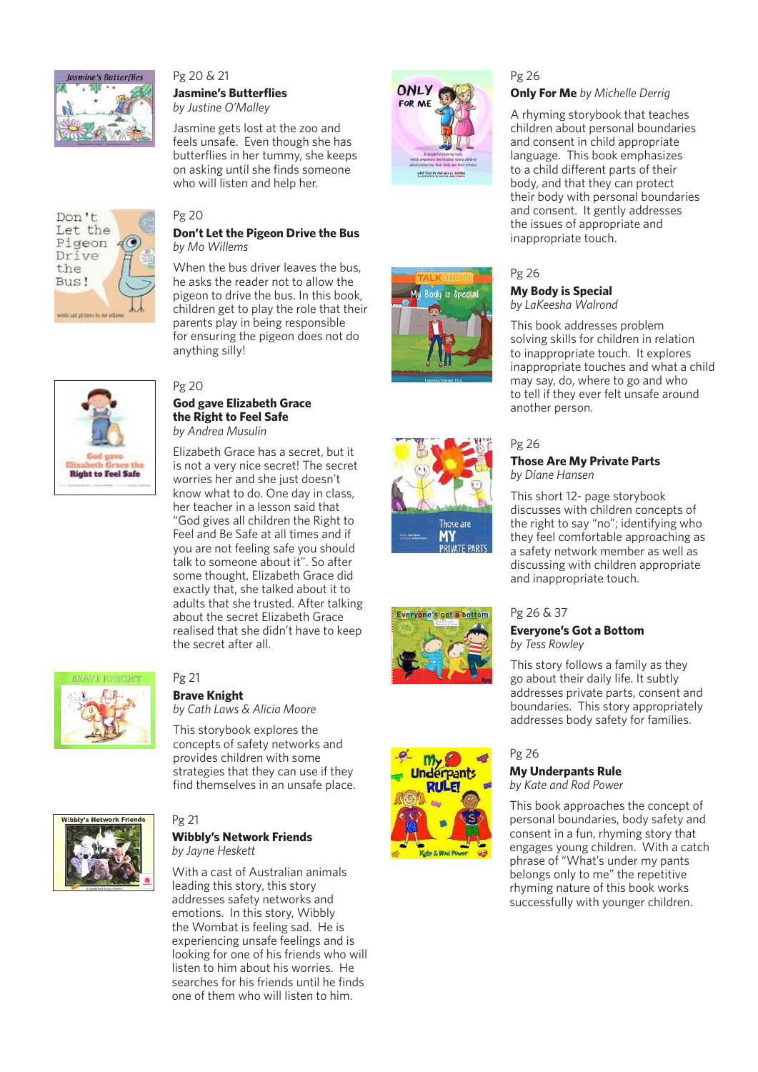Pg 20 & 21

**Jasmine's Butterflies**
*by Justine O'Malley*

Jasmine gets lost at the zoo and feels unsafe. Even though she has butterflies in her tummy, she keeps on asking until she finds someone who will listen and help her.

Pg 20

**Don't Let the Pigeon Drive the Bus**
*by Mo Willems*

When the bus driver leaves the bus, he asks the reader not to allow the pigeon to drive the bus. In this book, children get to play the role that their parents play in being responsible for ensuring the pigeon does not do anything silly!

Pg 20

**God gave Elizabeth Grace the Right to Feel Safe**
*by Andrea Musulin*

Elizabeth Grace has a secret, but it is not a very nice secret! The secret worries her and she just doesn't know what to do. One day in class, her teacher in a lesson said that "God gives all children the Right to Feel and Be Safe at all times and if you are not feeling safe you should talk to someone about it". So after some thought, Elizabeth Grace did exactly that, she talked about it to adults that she trusted. After talking about the secret Elizabeth Grace realised that she didn't have to keep the secret after all.

Pg 21

**Brave Knight**
*by Cath Laws & Alicia Moore*

This storybook explores the concepts of safety networks and provides children with some strategies that they can use if they find themselves in an unsafe place.

Pg 21

**Wibbly's Network Friends**
*by Jayne Heskett*

With a cast of Australian animals leading this story, this story addresses safety networks and emotions. In this story, Wibbly the Wombat is feeling sad. He is experiencing unsafe feelings and is looking for one of his friends who will listen to him about his worries. He searches for his friends until he finds one of them who will listen to him.

Pg 26

**Only For Me** *by Michelle Derrig*

A rhyming storybook that teaches children about personal boundaries and consent in child appropriate language. This book emphasizes to a child different parts of their body, and that they can protect their body with personal boundaries and consent. It gently addresses the issues of appropriate and inappropriate touch.

Pg 26

**My Body is Special**
*by LaKeesha Walrond*

This book addresses problem solving skills for children in relation to inappropriate touch. It explores inappropriate touches and what a child may say, do, where to go and who to tell if they ever felt unsafe around another person.

Pg 26

**Those Are My Private Parts**
*by Diane Hansen*

This short 12- page storybook discusses with children concepts of the right to say "no"; identifying who they feel comfortable approaching as a safety network member as well as discussing with children appropriate and inappropriate touch.

Pg 26 & 37

**Everyone's Got a Bottom**
*by Tess Rowley*

This story follows a family as they go about their daily life. It subtly addresses private parts, consent and boundaries. This story appropriately addresses body safety for families.

Pg 26

**My Underpants Rule**
*by Kate and Rod Power*

This book approaches the concept of personal boundaries, body safety and consent in a fun, rhyming story that engages young children. With a catch phrase of "What's under my pants belongs only to me" the repetitive rhyming nature of this book works successfully with younger children.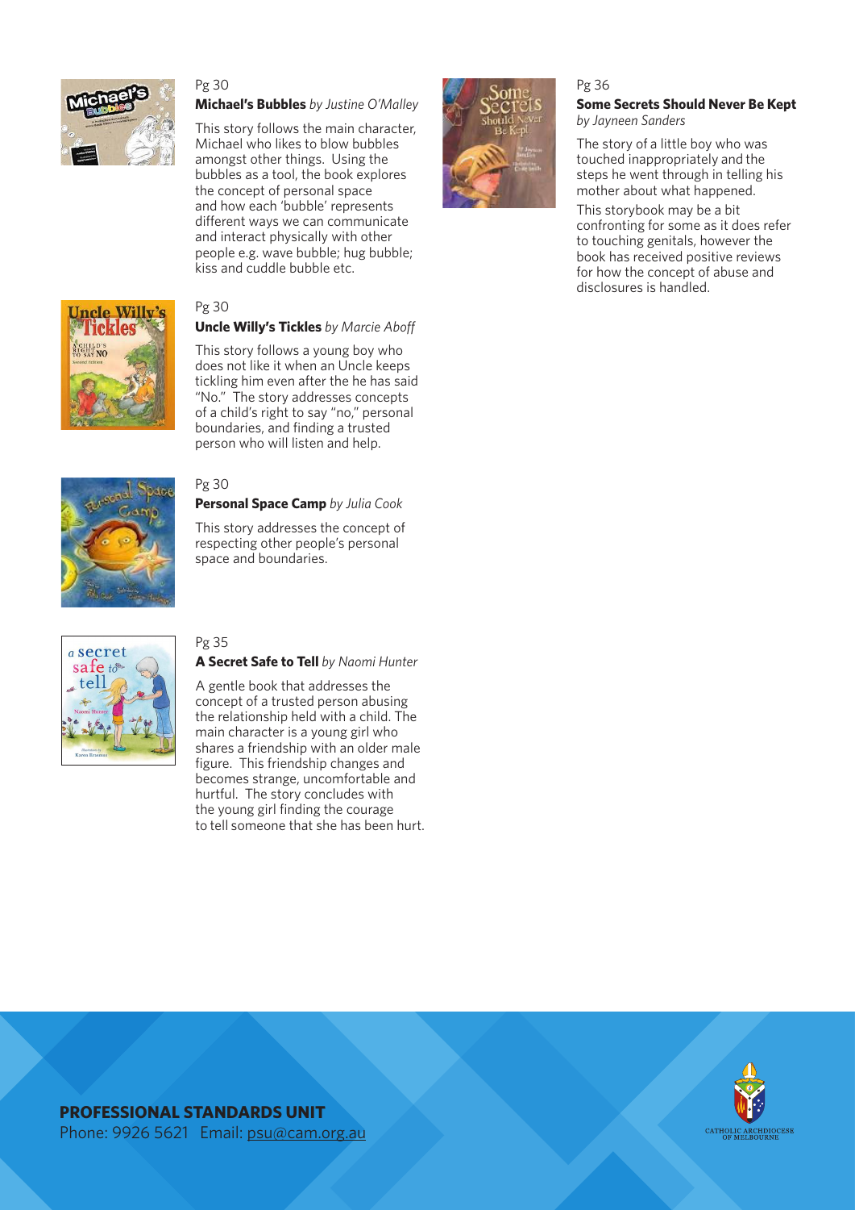Pg 30

**Michael's Bubbles** *by Justine O'Malley*

This story follows the main character, Michael who likes to blow bubbles amongst other things. Using the bubbles as a tool, the book explores the concept of personal space and how each 'bubble' represents different ways we can communicate and interact physically with other people e.g. wave bubble; hug bubble; kiss and cuddle bubble etc.

Pg 30

**Uncle Willy's Tickles** *by Marcie Aboff*

This story follows a young boy who does not like it when an Uncle keeps tickling him even after the he has said "No." The story addresses concepts of a child's right to say "no," personal boundaries, and finding a trusted person who will listen and help.

Pg 30

**Personal Space Camp** *by Julia Cook*

This story addresses the concept of respecting other people's personal space and boundaries.

Pg 35

**A Secret Safe to Tell** *by Naomi Hunter*

A gentle book that addresses the concept of a trusted person abusing the relationship held with a child. The main character is a young girl who shares a friendship with an older male figure. This friendship changes and becomes strange, uncomfortable and hurtful. The story concludes with the young girl finding the courage to tell someone that she has been hurt.

Pg 36

**Some Secrets Should Never Be Kept** *by Jayneen Sanders*

The story of a little boy who was touched inappropriately and the steps he went through in telling his mother about what happened.

This storybook may be a bit confronting for some as it does refer to touching genitals, however the book has received positive reviews for how the concept of abuse and disclosures is handled.

**PROFESSIONAL STANDARDS UNIT**
Phone: 9926 5621 Email: psu@cam.org.au

CATHOLIC ARCHDIOCESE OF MELBOURNE